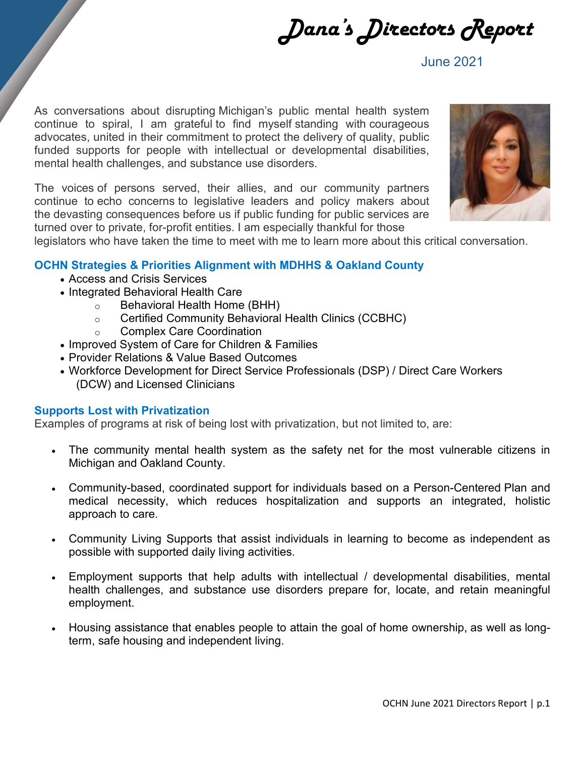# Dana's Directors Report

June 2021

As conversations about disrupting Michigan's public mental health system continue to spiral, I am grateful to find myself standing with courageous advocates, united in their commitment to protect the delivery of quality, public funded supports for people with intellectual or developmental disabilities, mental health challenges, and substance use disorders.

The voices of persons served, their allies, and our community partners continue to echo concerns to legislative leaders and policy makers about the devasting consequences before us if public funding for public services are turned over to private, for-profit entities. I am especially thankful for those legislators who have taken the time to meet with me to learn more about this critical conversation.

## OCHN Strategies & Priorities Alignment with MDHHS & Oakland County

- Access and Crisis Services
- Integrated Behavioral Health Care
  - Behavioral Health Home (BHH)
  - Certified Community Behavioral Health Clinics (CCBHC)
  - Complex Care Coordination
- Improved System of Care for Children & Families
- Provider Relations & Value Based Outcomes
- Workforce Development for Direct Service Professionals (DSP) / Direct Care Workers (DCW) and Licensed Clinicians

## Supports Lost with Privatization

Examples of programs at risk of being lost with privatization, but not limited to, are:

- The community mental health system as the safety net for the most vulnerable citizens in Michigan and Oakland County.
- Community-based, coordinated support for individuals based on a Person-Centered Plan and medical necessity, which reduces hospitalization and supports an integrated, holistic approach to care.
- Community Living Supports that assist individuals in learning to become as independent as possible with supported daily living activities.
- Employment supports that help adults with intellectual / developmental disabilities, mental health challenges, and substance use disorders prepare for, locate, and retain meaningful employment.
- Housing assistance that enables people to attain the goal of home ownership, as well as long-term, safe housing and independent living.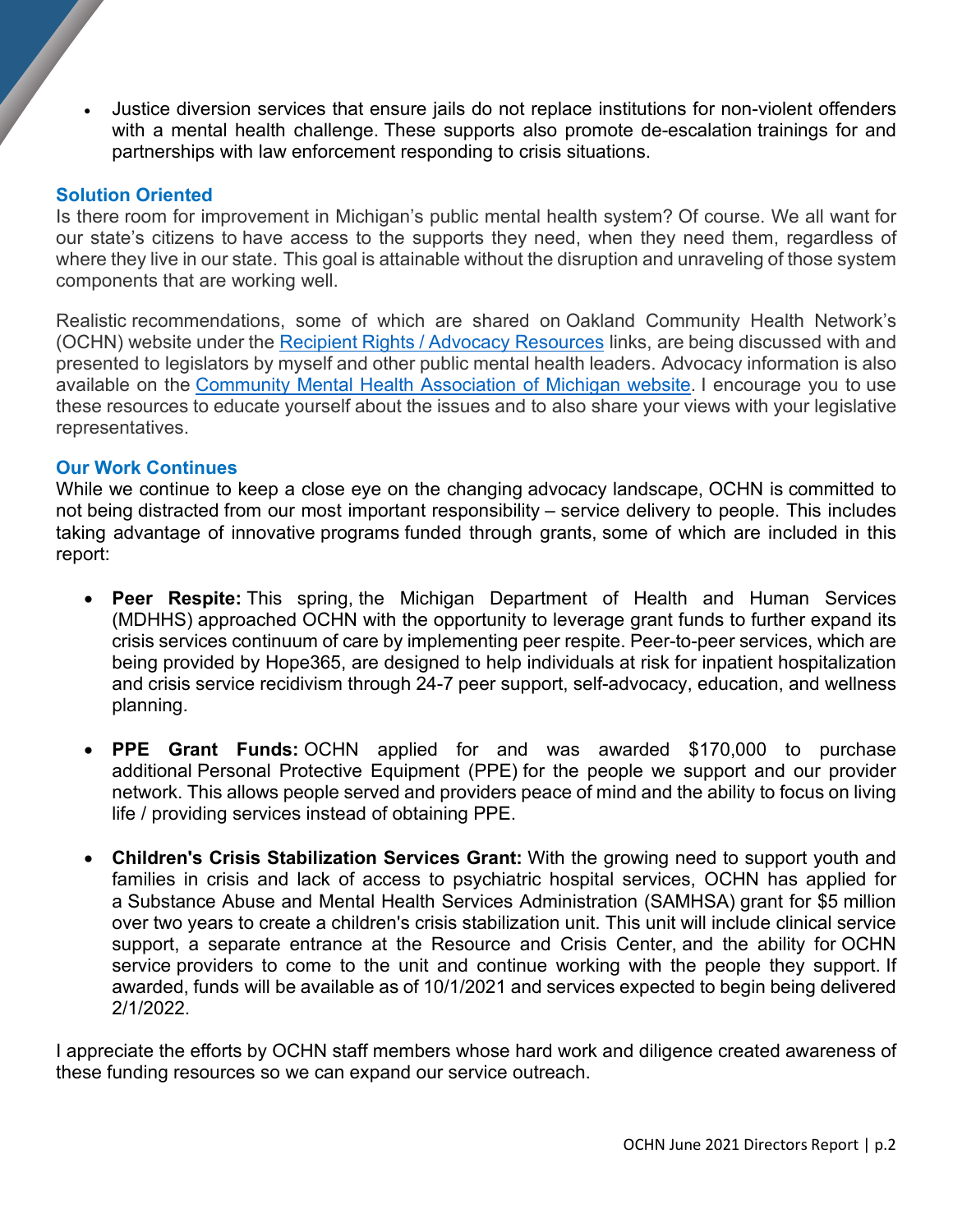- Justice diversion services that ensure jails do not replace institutions for non-violent offenders with a mental health challenge. These supports also promote de-escalation trainings for and partnerships with law enforcement responding to crisis situations.

### Solution Oriented

Is there room for improvement in Michigan's public mental health system? Of course. We all want for our state's citizens to have access to the supports they need, when they need them, regardless of where they live in our state. This goal is attainable without the disruption and unraveling of those system components that are working well.

Realistic recommendations, some of which are shared on Oakland Community Health Network's (OCHN) website under the Recipient Rights / Advocacy Resources links, are being discussed with and presented to legislators by myself and other public mental health leaders. Advocacy information is also available on the Community Mental Health Association of Michigan website. I encourage you to use these resources to educate yourself about the issues and to also share your views with your legislative representatives.

### Our Work Continues

While we continue to keep a close eye on the changing advocacy landscape, OCHN is committed to not being distracted from our most important responsibility – service delivery to people. This includes taking advantage of innovative programs funded through grants, some of which are included in this report:

- **Peer Respite:** This spring, the Michigan Department of Health and Human Services (MDHHS) approached OCHN with the opportunity to leverage grant funds to further expand its crisis services continuum of care by implementing peer respite. Peer-to-peer services, which are being provided by Hope365, are designed to help individuals at risk for inpatient hospitalization and crisis service recidivism through 24-7 peer support, self-advocacy, education, and wellness planning.

- **PPE Grant Funds:** OCHN applied for and was awarded $170,000 to purchase additional Personal Protective Equipment (PPE) for the people we support and our provider network. This allows people served and providers peace of mind and the ability to focus on living life / providing services instead of obtaining PPE.

- **Children's Crisis Stabilization Services Grant:** With the growing need to support youth and families in crisis and lack of access to psychiatric hospital services, OCHN has applied for a Substance Abuse and Mental Health Services Administration (SAMHSA) grant for $5 million over two years to create a children's crisis stabilization unit. This unit will include clinical service support, a separate entrance at the Resource and Crisis Center, and the ability for OCHN service providers to come to the unit and continue working with the people they support. If awarded, funds will be available as of 10/1/2021 and services expected to begin being delivered 2/1/2022.

I appreciate the efforts by OCHN staff members whose hard work and diligence created awareness of these funding resources so we can expand our service outreach.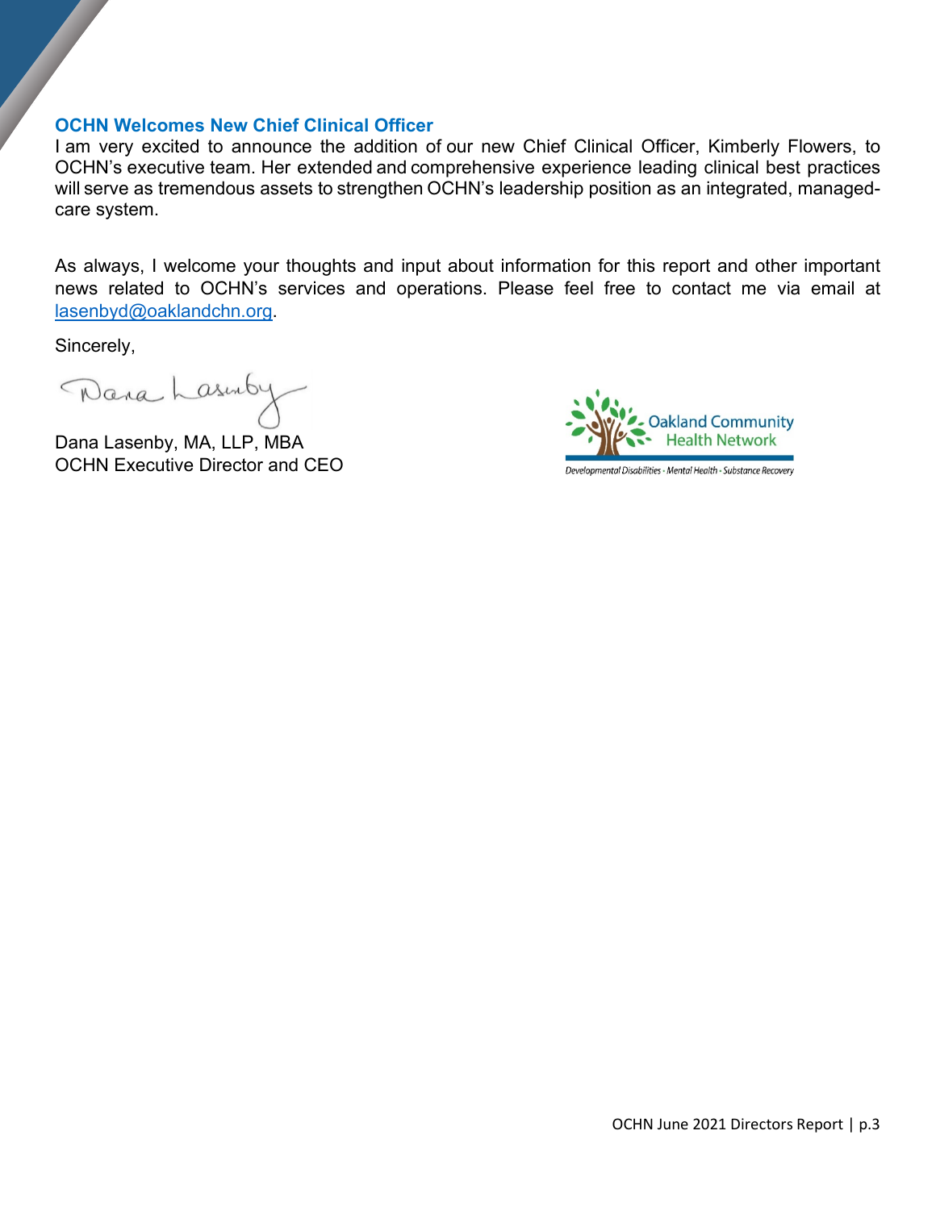### OCHN Welcomes New Chief Clinical Officer

I am very excited to announce the addition of our new Chief Clinical Officer, Kimberly Flowers, to OCHN's executive team. Her extended and comprehensive experience leading clinical best practices will serve as tremendous assets to strengthen OCHN's leadership position as an integrated, managed-care system.

As always, I welcome your thoughts and input about information for this report and other important news related to OCHN's services and operations. Please feel free to contact me via email at lasenbyd@oaklandchn.org.

Sincerely,

Dana Lasenby, MA, LLP, MBA
OCHN Executive Director and CEO

Oakland Community Health Network

*Developmental Disabilities · Mental Health · Substance Recovery*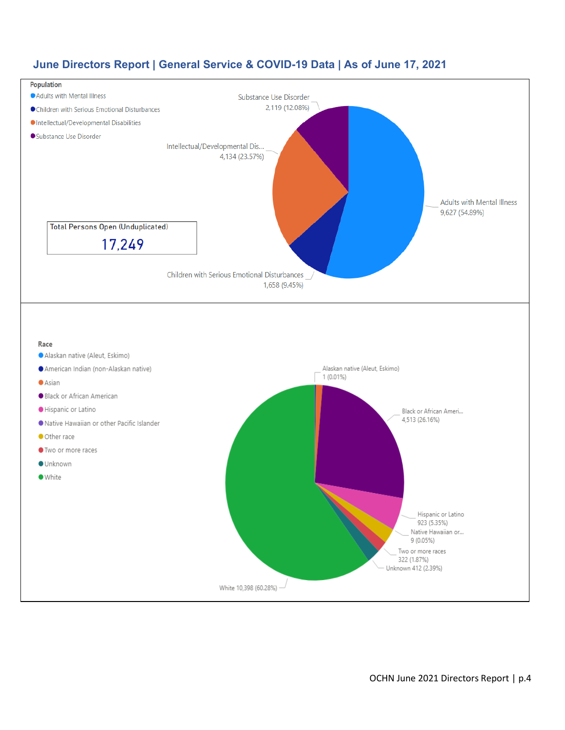## June Directors Report | General Service & COVID-19 Data | As of June 17, 2021

**Population**

- Adults with Mental Illness
- Children with Serious Emotional Disturbances
- Intellectual/Developmental Disabilities
- Substance Use Disorder

Substance Use Disorder 2,119 (12.08%)

Intellectual/Developmental Dis... 4,134 (23.57%)

Adults with Mental Illness 9,627 (54.89%)

Children with Serious Emotional Disturbances 1,658 (9.45%)

| Total Persons Open (Unduplicated) |
|---|
| 17,249 |

**Race**

- Alaskan native (Aleut, Eskimo)
- American Indian (non-Alaskan native)
- Asian
- Black or African American
- Hispanic or Latino
- Native Hawaiian or other Pacific Islander
- Other race
- Two or more races
- Unknown
- White

Alaskan native (Aleut, Eskimo) 1 (0.01%)

Black or African Ameri... 4,513 (26.16%)

Hispanic or Latino 923 (5.35%)

Native Hawaiian or... 9 (0.05%)

Two or more races 322 (1.87%)

Unknown 412 (2.39%)

White 10,398 (60.28%)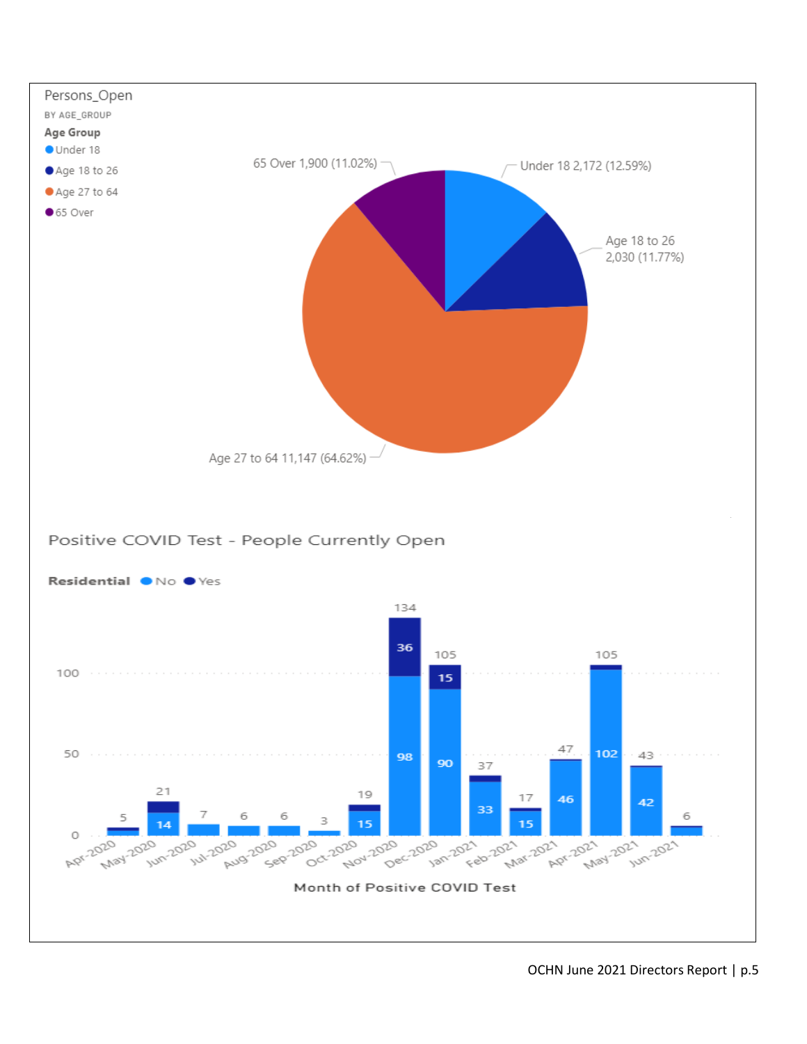## Persons_Open

BY AGE_GROUP

**Age Group**

- Under 18
- Age 18 to 26
- Age 27 to 64
- 65 Over

| Age Group | Persons Open | Percent |
|---|---|---|
| Under 18 | 2,172 | 12.59% |
| Age 18 to 26 | 2,030 | 11.77% |
| Age 27 to 64 | 11,147 | 64.62% |
| 65 Over | 1,900 | 11.02% |

## Positive COVID Test - People Currently Open

**Residential** No Yes

| Month of Positive COVID Test | No | Yes | Total |
|---|---|---|---|
| Apr-2020 | | | 5 |
| May-2020 | 14 | | 21 |
| Jun-2020 | | | 7 |
| Jul-2020 | | | 6 |
| Aug-2020 | | | 6 |
| Sep-2020 | | | 3 |
| Oct-2020 | 15 | | 19 |
| Nov-2020 | 98 | 36 | 134 |
| Dec-2020 | 90 | 15 | 105 |
| Jan-2021 | 33 | | 37 |
| Feb-2021 | 15 | | 17 |
| Mar-2021 | 46 | | 47 |
| Apr-2021 | 102 | | 105 |
| May-2021 | 42 | | 43 |
| Jun-2021 | | | 6 |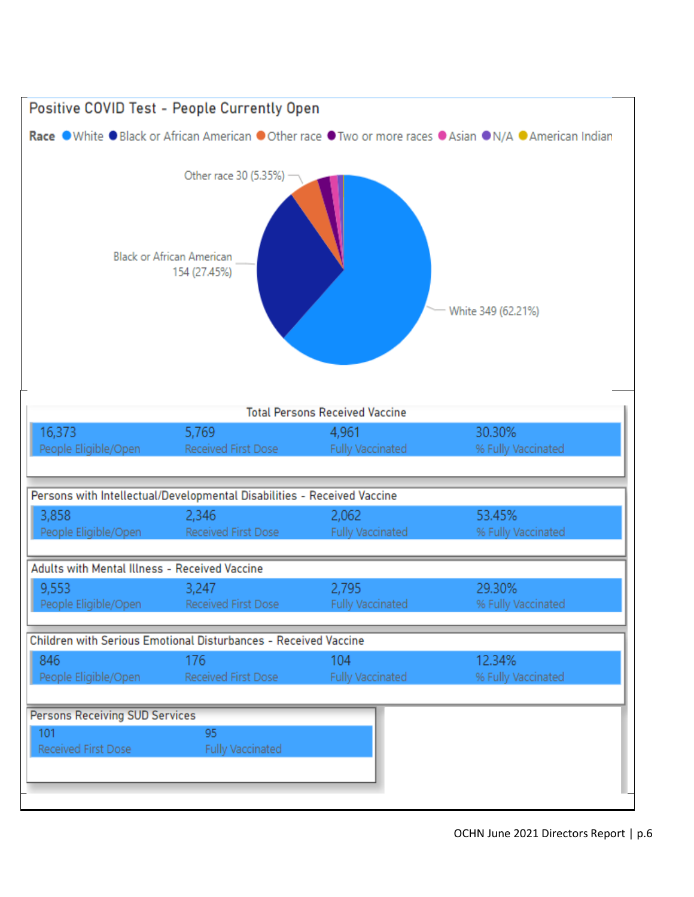## Positive COVID Test - People Currently Open

**Race** White, Black or African American, Other race, Two or more races, Asian, N/A, American Indian

| Race | Count | Percent |
|---|---|---|
| White | 349 | 62.21% |
| Black or African American | 154 | 27.45% |
| Other race | 30 | 5.35% |

### Total Persons Received Vaccine

| People Eligible/Open | Received First Dose | Fully Vaccinated | % Fully Vaccinated |
|---|---|---|---|
| 16,373 | 5,769 | 4,961 | 30.30% |

### Persons with Intellectual/Developmental Disabilities - Received Vaccine

| People Eligible/Open | Received First Dose | Fully Vaccinated | % Fully Vaccinated |
|---|---|---|---|
| 3,858 | 2,346 | 2,062 | 53.45% |

### Adults with Mental Illness - Received Vaccine

| People Eligible/Open | Received First Dose | Fully Vaccinated | % Fully Vaccinated |
|---|---|---|---|
| 9,553 | 3,247 | 2,795 | 29.30% |

### Children with Serious Emotional Disturbances - Received Vaccine

| People Eligible/Open | Received First Dose | Fully Vaccinated | % Fully Vaccinated |
|---|---|---|---|
| 846 | 176 | 104 | 12.34% |

### Persons Receiving SUD Services

| Received First Dose | Fully Vaccinated |
|---|---|
| 101 | 95 |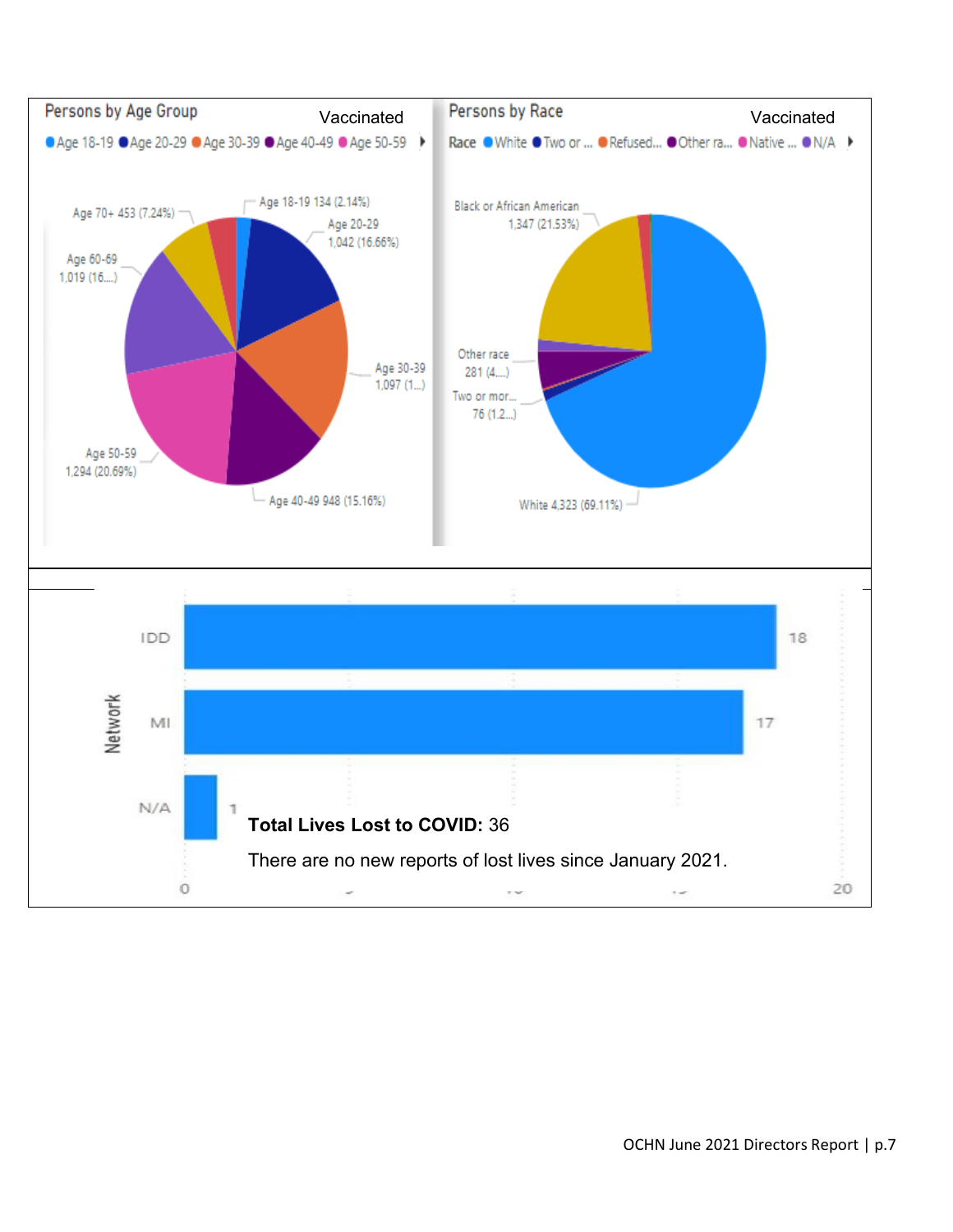Persons by Age Group

Vaccinated

Age 18-19 Age 20-29 Age 30-39 Age 40-49 Age 50-59

Age 70+ 453 (7.24%)

Age 18-19 134 (2.14%)

Age 20-29 1,042 (16.66%)

Age 60-69 1,019 (16....)

Age 30-39 1,097 (1...)

Age 50-59 1,294 (20.69%)

Age 40-49 948 (15.16%)

Persons by Race

Vaccinated

Race White Two or ... Refused... Other ra... Native ... N/A

Black or African American 1,347 (21.53%)

Other race 281 (4....)

Two or mor... 76 (1.2...)

White 4,323 (69.11%)

Network

IDD 18

MI 17

N/A 1

0 20

**Total Lives Lost to COVID:** 36

There are no new reports of lost lives since January 2021.